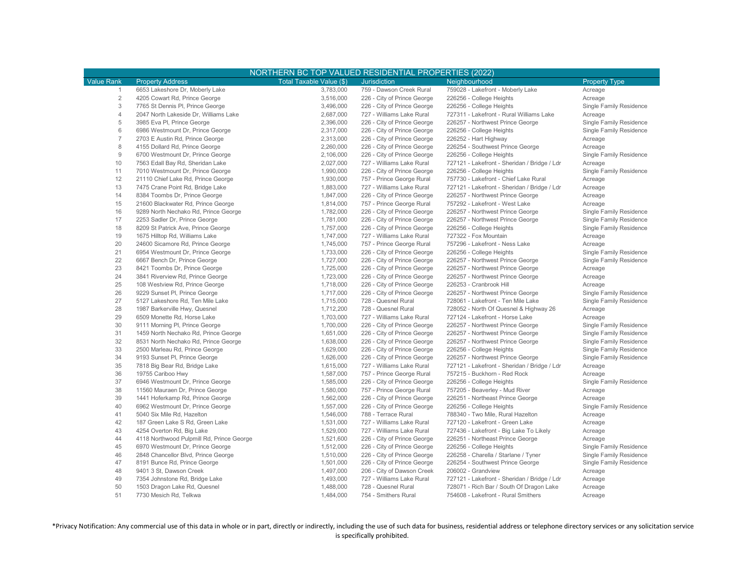| NORTHERN BC TOP VALUED RESIDENTIAL PROPERTIES (2022) | | | | | |
|---|---|---|---|---|---|
| Value Rank | Property Address | Total Taxable Value ($) | Jurisdiction | Neighbourhood | Property Type |
| 1 | 6653 Lakeshore Dr, Moberly Lake | 3,783,000 | 759 - Dawson Creek Rural | 759028 - Lakefront - Moberly Lake | Acreage |
| 2 | 4205 Cowart Rd, Prince George | 3,516,000 | 226 - City of Prince George | 226256 - College Heights | Acreage |
| 3 | 7765 St Dennis Pl, Prince George | 3,496,000 | 226 - City of Prince George | 226256 - College Heights | Single Family Residence |
| 4 | 2047 North Lakeside Dr, Williams Lake | 2,687,000 | 727 - Williams Lake Rural | 727311 - Lakefront - Rural Williams Lake | Acreage |
| 5 | 3985 Eva Pl, Prince George | 2,396,000 | 226 - City of Prince George | 226257 - Northwest Prince George | Single Family Residence |
| 6 | 6986 Westmount Dr, Prince George | 2,317,000 | 226 - City of Prince George | 226256 - College Heights | Single Family Residence |
| 7 | 2703 E Austin Rd, Prince George | 2,313,000 | 226 - City of Prince George | 226252 - Hart Highway | Acreage |
| 8 | 4155 Dollard Rd, Prince George | 2,260,000 | 226 - City of Prince George | 226254 - Southwest Prince George | Acreage |
| 9 | 6700 Westmount Dr, Prince George | 2,106,000 | 226 - City of Prince George | 226256 - College Heights | Single Family Residence |
| 10 | 7563 Edall Bay Rd, Sheridan Lake | 2,027,000 | 727 - Williams Lake Rural | 727121 - Lakefront - Sheridan / Bridge / Ldr | Acreage |
| 11 | 7010 Westmount Dr, Prince George | 1,990,000 | 226 - City of Prince George | 226256 - College Heights | Single Family Residence |
| 12 | 21110 Chief Lake Rd, Prince George | 1,930,000 | 757 - Prince George Rural | 757730 - Lakefront - Chief Lake Rural | Acreage |
| 13 | 7475 Crane Point Rd, Bridge Lake | 1,883,000 | 727 - Williams Lake Rural | 727121 - Lakefront - Sheridan / Bridge / Ldr | Acreage |
| 14 | 8384 Toombs Dr, Prince George | 1,847,000 | 226 - City of Prince George | 226257 - Northwest Prince George | Acreage |
| 15 | 21600 Blackwater Rd, Prince George | 1,814,000 | 757 - Prince George Rural | 757292 - Lakefront - West Lake | Acreage |
| 16 | 9289 North Nechako Rd, Prince George | 1,782,000 | 226 - City of Prince George | 226257 - Northwest Prince George | Single Family Residence |
| 17 | 2253 Sadler Dr, Prince George | 1,781,000 | 226 - City of Prince George | 226257 - Northwest Prince George | Single Family Residence |
| 18 | 8209 St Patrick Ave, Prince George | 1,757,000 | 226 - City of Prince George | 226256 - College Heights | Single Family Residence |
| 19 | 1675 Hilltop Rd, Williams Lake | 1,747,000 | 727 - Williams Lake Rural | 727322 - Fox Mountain | Acreage |
| 20 | 24600 Sicamore Rd, Prince George | 1,745,000 | 757 - Prince George Rural | 757296 - Lakefront - Ness Lake | Acreage |
| 21 | 6954 Westmount Dr, Prince George | 1,733,000 | 226 - City of Prince George | 226256 - College Heights | Single Family Residence |
| 22 | 6667 Bench Dr, Prince George | 1,727,000 | 226 - City of Prince George | 226257 - Northwest Prince George | Single Family Residence |
| 23 | 8421 Toombs Dr, Prince George | 1,725,000 | 226 - City of Prince George | 226257 - Northwest Prince George | Acreage |
| 24 | 3841 Riverview Rd, Prince George | 1,723,000 | 226 - City of Prince George | 226257 - Northwest Prince George | Acreage |
| 25 | 108 Westview Rd, Prince George | 1,718,000 | 226 - City of Prince George | 226253 - Cranbrook Hill | Acreage |
| 26 | 9229 Sunset Pl, Prince George | 1,717,000 | 226 - City of Prince George | 226257 - Northwest Prince George | Single Family Residence |
| 27 | 5127 Lakeshore Rd, Ten Mile Lake | 1,715,000 | 728 - Quesnel Rural | 728061 - Lakefront - Ten Mile Lake | Single Family Residence |
| 28 | 1987 Barkerville Hwy, Quesnel | 1,712,200 | 728 - Quesnel Rural | 728052 - North Of Quesnel & Highway 26 | Acreage |
| 29 | 6509 Monette Rd, Horse Lake | 1,703,000 | 727 - Williams Lake Rural | 727124 - Lakefront - Horse Lake | Acreage |
| 30 | 9111 Morning Pl, Prince George | 1,700,000 | 226 - City of Prince George | 226257 - Northwest Prince George | Single Family Residence |
| 31 | 1459 North Nechako Rd, Prince George | 1,651,000 | 226 - City of Prince George | 226257 - Northwest Prince George | Single Family Residence |
| 32 | 8531 North Nechako Rd, Prince George | 1,638,000 | 226 - City of Prince George | 226257 - Northwest Prince George | Single Family Residence |
| 33 | 2500 Marleau Rd, Prince George | 1,629,000 | 226 - City of Prince George | 226256 - College Heights | Single Family Residence |
| 34 | 9193 Sunset Pl, Prince George | 1,626,000 | 226 - City of Prince George | 226257 - Northwest Prince George | Single Family Residence |
| 35 | 7818 Big Bear Rd, Bridge Lake | 1,615,000 | 727 - Williams Lake Rural | 727121 - Lakefront - Sheridan / Bridge / Ldr | Acreage |
| 36 | 19755 Cariboo Hwy | 1,587,000 | 757 - Prince George Rural | 757215 - Buckhorn - Red Rock | Acreage |
| 37 | 6946 Westmount Dr, Prince George | 1,585,000 | 226 - City of Prince George | 226256 - College Heights | Single Family Residence |
| 38 | 11560 Mauraen Dr, Prince George | 1,580,000 | 757 - Prince George Rural | 757205 - Beaverley - Mud River | Acreage |
| 39 | 1441 Hoferkamp Rd, Prince George | 1,562,000 | 226 - City of Prince George | 226251 - Northeast Prince George | Acreage |
| 40 | 6962 Westmount Dr, Prince George | 1,557,000 | 226 - City of Prince George | 226256 - College Heights | Single Family Residence |
| 41 | 5040 Six Mile Rd, Hazelton | 1,546,000 | 788 - Terrace Rural | 788340 - Two Mile, Rural Hazelton | Acreage |
| 42 | 187 Green Lake S Rd, Green Lake | 1,531,000 | 727 - Williams Lake Rural | 727120 - Lakefront - Green Lake | Acreage |
| 43 | 4254 Overton Rd, Big Lake | 1,529,000 | 727 - Williams Lake Rural | 727436 - Lakefront - Big Lake To Likely | Acreage |
| 44 | 4118 Northwood Pulpmill Rd, Prince George | 1,521,600 | 226 - City of Prince George | 226251 - Northeast Prince George | Acreage |
| 45 | 6970 Westmount Dr, Prince George | 1,512,000 | 226 - City of Prince George | 226256 - College Heights | Single Family Residence |
| 46 | 2848 Chancellor Blvd, Prince George | 1,510,000 | 226 - City of Prince George | 226258 - Charella / Starlane / Tyner | Single Family Residence |
| 47 | 8191 Bunce Rd, Prince George | 1,501,000 | 226 - City of Prince George | 226254 - Southwest Prince George | Single Family Residence |
| 48 | 9401 3 St, Dawson Creek | 1,497,000 | 206 - City of Dawson Creek | 206002 - Grandview | Acreage |
| 49 | 7354 Johnstone Rd, Bridge Lake | 1,493,000 | 727 - Williams Lake Rural | 727121 - Lakefront - Sheridan / Bridge / Ldr | Acreage |
| 50 | 1503 Dragon Lake Rd, Quesnel | 1,488,000 | 728 - Quesnel Rural | 728071 - Rich Bar / South Of Dragon Lake | Acreage |
| 51 | 7730 Mesich Rd, Telkwa | 1,484,000 | 754 - Smithers Rural | 754608 - Lakefront - Rural Smithers | Acreage |

*Privacy Notification: Any commercial use of this data in whole or in part, directly or indirectly, including the use of such data for business, residential address or telephone directory services or any solicitation service is specifically prohibited.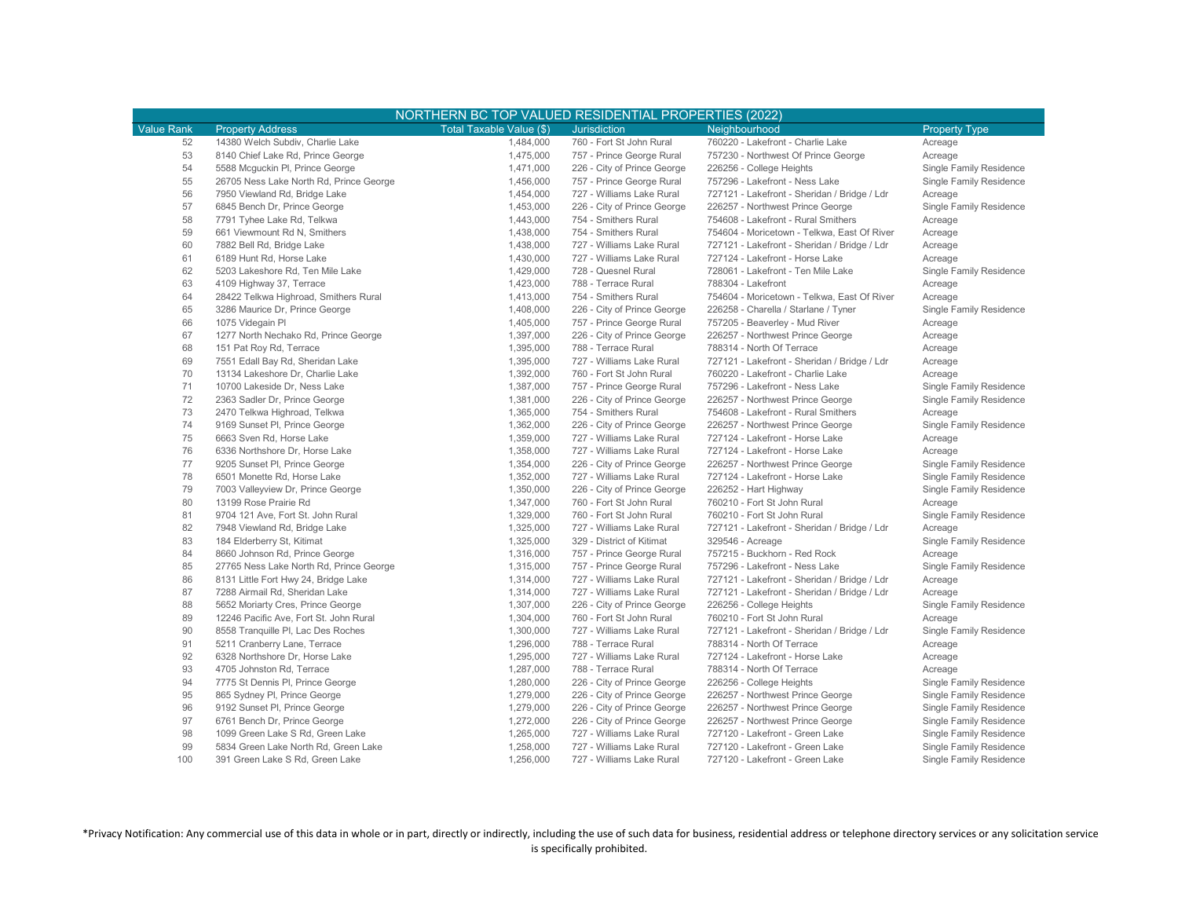| NORTHERN BC TOP VALUED RESIDENTIAL PROPERTIES (2022) | | | | | |
|---|---|---|---|---|---|
| Value Rank | Property Address | Total Taxable Value ($) | Jurisdiction | Neighbourhood | Property Type |
| 52 | 14380 Welch Subdiv, Charlie Lake | 1,484,000 | 760 - Fort St John Rural | 760220 - Lakefront - Charlie Lake | Acreage |
| 53 | 8140 Chief Lake Rd, Prince George | 1,475,000 | 757 - Prince George Rural | 757230 - Northwest Of Prince George | Acreage |
| 54 | 5588 Mcguckin Pl, Prince George | 1,471,000 | 226 - City of Prince George | 226256 - College Heights | Single Family Residence |
| 55 | 26705 Ness Lake North Rd, Prince George | 1,456,000 | 757 - Prince George Rural | 757296 - Lakefront - Ness Lake | Single Family Residence |
| 56 | 7950 Viewland Rd, Bridge Lake | 1,454,000 | 727 - Williams Lake Rural | 727121 - Lakefront - Sheridan / Bridge / Ldr | Acreage |
| 57 | 6845 Bench Dr, Prince George | 1,453,000 | 226 - City of Prince George | 226257 - Northwest Prince George | Single Family Residence |
| 58 | 7791 Tyhee Lake Rd, Telkwa | 1,443,000 | 754 - Smithers Rural | 754608 - Lakefront - Rural Smithers | Acreage |
| 59 | 661 Viewmount Rd N, Smithers | 1,438,000 | 754 - Smithers Rural | 754604 - Moricetown - Telkwa, East Of River | Acreage |
| 60 | 7882 Bell Rd, Bridge Lake | 1,438,000 | 727 - Williams Lake Rural | 727121 - Lakefront - Sheridan / Bridge / Ldr | Acreage |
| 61 | 6189 Hunt Rd, Horse Lake | 1,430,000 | 727 - Williams Lake Rural | 727124 - Lakefront - Horse Lake | Acreage |
| 62 | 5203 Lakeshore Rd, Ten Mile Lake | 1,429,000 | 728 - Quesnel Rural | 728061 - Lakefront - Ten Mile Lake | Single Family Residence |
| 63 | 4109 Highway 37, Terrace | 1,423,000 | 788 - Terrace Rural | 788304 - Lakefront | Acreage |
| 64 | 28422 Telkwa Highroad, Smithers Rural | 1,413,000 | 754 - Smithers Rural | 754604 - Moricetown - Telkwa, East Of River | Acreage |
| 65 | 3286 Maurice Dr, Prince George | 1,408,000 | 226 - City of Prince George | 226258 - Charella / Starlane / Tyner | Single Family Residence |
| 66 | 1075 Videgain Pl | 1,405,000 | 757 - Prince George Rural | 757205 - Beaverley - Mud River | Acreage |
| 67 | 1277 North Nechako Rd, Prince George | 1,397,000 | 226 - City of Prince George | 226257 - Northwest Prince George | Acreage |
| 68 | 151 Pat Roy Rd, Terrace | 1,395,000 | 788 - Terrace Rural | 788314 - North Of Terrace | Acreage |
| 69 | 7551 Edall Bay Rd, Sheridan Lake | 1,395,000 | 727 - Williams Lake Rural | 727121 - Lakefront - Sheridan / Bridge / Ldr | Acreage |
| 70 | 13134 Lakeshore Dr, Charlie Lake | 1,392,000 | 760 - Fort St John Rural | 760220 - Lakefront - Charlie Lake | Acreage |
| 71 | 10700 Lakeside Dr, Ness Lake | 1,387,000 | 757 - Prince George Rural | 757296 - Lakefront - Ness Lake | Single Family Residence |
| 72 | 2363 Sadler Dr, Prince George | 1,381,000 | 226 - City of Prince George | 226257 - Northwest Prince George | Single Family Residence |
| 73 | 2470 Telkwa Highroad, Telkwa | 1,365,000 | 754 - Smithers Rural | 754608 - Lakefront - Rural Smithers | Acreage |
| 74 | 9169 Sunset Pl, Prince George | 1,362,000 | 226 - City of Prince George | 226257 - Northwest Prince George | Single Family Residence |
| 75 | 6663 Sven Rd, Horse Lake | 1,359,000 | 727 - Williams Lake Rural | 727124 - Lakefront - Horse Lake | Acreage |
| 76 | 6336 Northshore Dr, Horse Lake | 1,358,000 | 727 - Williams Lake Rural | 727124 - Lakefront - Horse Lake | Acreage |
| 77 | 9205 Sunset Pl, Prince George | 1,354,000 | 226 - City of Prince George | 226257 - Northwest Prince George | Single Family Residence |
| 78 | 6501 Monette Rd, Horse Lake | 1,352,000 | 727 - Williams Lake Rural | 727124 - Lakefront - Horse Lake | Single Family Residence |
| 79 | 7003 Valleyview Dr, Prince George | 1,350,000 | 226 - City of Prince George | 226252 - Hart Highway | Single Family Residence |
| 80 | 13199 Rose Prairie Rd | 1,347,000 | 760 - Fort St John Rural | 760210 - Fort St John Rural | Acreage |
| 81 | 9704 121 Ave, Fort St. John Rural | 1,329,000 | 760 - Fort St John Rural | 760210 - Fort St John Rural | Single Family Residence |
| 82 | 7948 Viewland Rd, Bridge Lake | 1,325,000 | 727 - Williams Lake Rural | 727121 - Lakefront - Sheridan / Bridge / Ldr | Acreage |
| 83 | 184 Elderberry St, Kitimat | 1,325,000 | 329 - District of Kitimat | 329546 - Acreage | Single Family Residence |
| 84 | 8660 Johnson Rd, Prince George | 1,316,000 | 757 - Prince George Rural | 757215 - Buckhorn - Red Rock | Acreage |
| 85 | 27765 Ness Lake North Rd, Prince George | 1,315,000 | 757 - Prince George Rural | 757296 - Lakefront - Ness Lake | Single Family Residence |
| 86 | 8131 Little Fort Hwy 24, Bridge Lake | 1,314,000 | 727 - Williams Lake Rural | 727121 - Lakefront - Sheridan / Bridge / Ldr | Acreage |
| 87 | 7288 Airmail Rd, Sheridan Lake | 1,314,000 | 727 - Williams Lake Rural | 727121 - Lakefront - Sheridan / Bridge / Ldr | Acreage |
| 88 | 5652 Moriarty Cres, Prince George | 1,307,000 | 226 - City of Prince George | 226256 - College Heights | Single Family Residence |
| 89 | 12246 Pacific Ave, Fort St. John Rural | 1,304,000 | 760 - Fort St John Rural | 760210 - Fort St John Rural | Acreage |
| 90 | 8558 Tranquille Pl, Lac Des Roches | 1,300,000 | 727 - Williams Lake Rural | 727121 - Lakefront - Sheridan / Bridge / Ldr | Single Family Residence |
| 91 | 5211 Cranberry Lane, Terrace | 1,296,000 | 788 - Terrace Rural | 788314 - North Of Terrace | Acreage |
| 92 | 6328 Northshore Dr, Horse Lake | 1,295,000 | 727 - Williams Lake Rural | 727124 - Lakefront - Horse Lake | Acreage |
| 93 | 4705 Johnston Rd, Terrace | 1,287,000 | 788 - Terrace Rural | 788314 - North Of Terrace | Acreage |
| 94 | 7775 St Dennis Pl, Prince George | 1,280,000 | 226 - City of Prince George | 226256 - College Heights | Single Family Residence |
| 95 | 865 Sydney Pl, Prince George | 1,279,000 | 226 - City of Prince George | 226257 - Northwest Prince George | Single Family Residence |
| 96 | 9192 Sunset Pl, Prince George | 1,279,000 | 226 - City of Prince George | 226257 - Northwest Prince George | Single Family Residence |
| 97 | 6761 Bench Dr, Prince George | 1,272,000 | 226 - City of Prince George | 226257 - Northwest Prince George | Single Family Residence |
| 98 | 1099 Green Lake S Rd, Green Lake | 1,265,000 | 727 - Williams Lake Rural | 727120 - Lakefront - Green Lake | Single Family Residence |
| 99 | 5834 Green Lake North Rd, Green Lake | 1,258,000 | 727 - Williams Lake Rural | 727120 - Lakefront - Green Lake | Single Family Residence |
| 100 | 391 Green Lake S Rd, Green Lake | 1,256,000 | 727 - Williams Lake Rural | 727120 - Lakefront - Green Lake | Single Family Residence |

*Privacy Notification: Any commercial use of this data in whole or in part, directly or indirectly, including the use of such data for business, residential address or telephone directory services or any solicitation service is specifically prohibited.